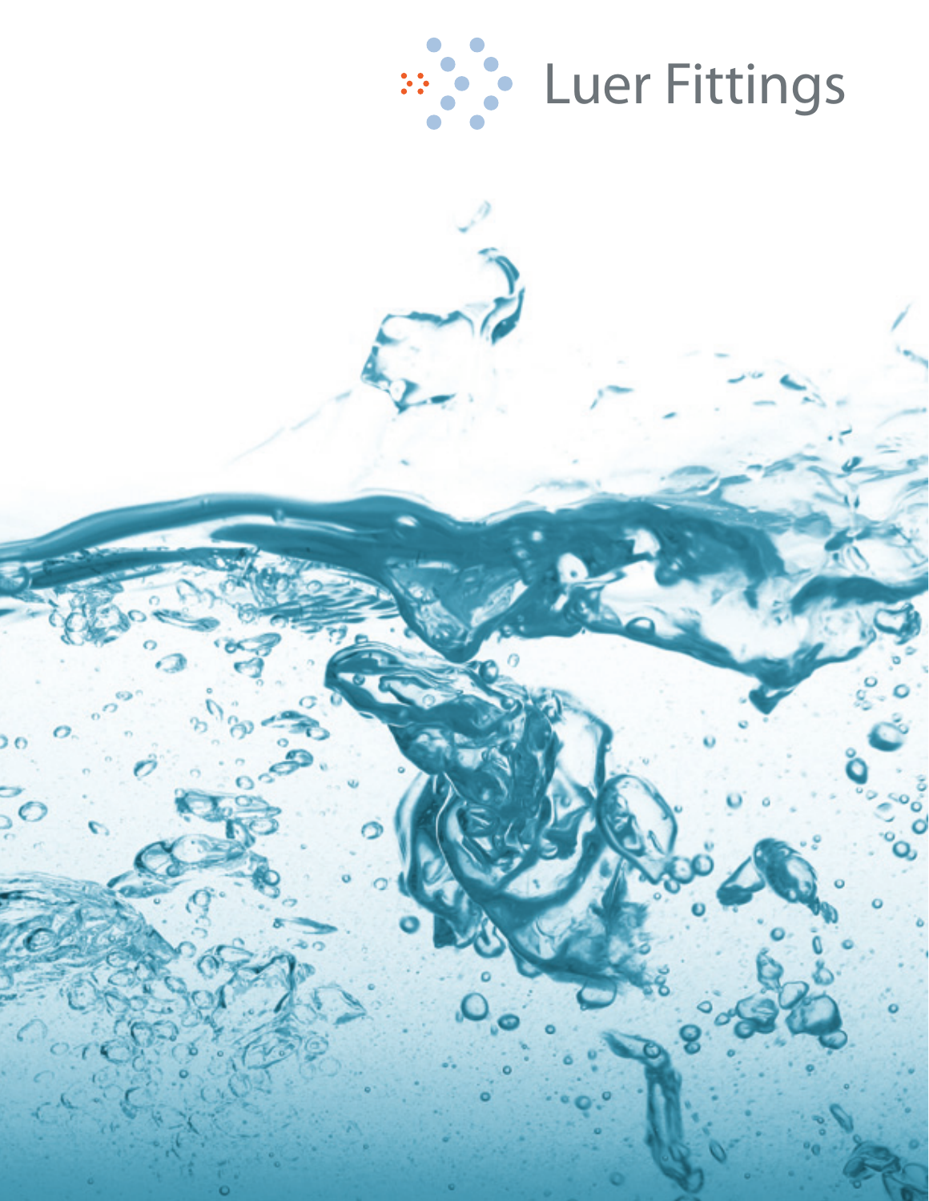# Luer Fittings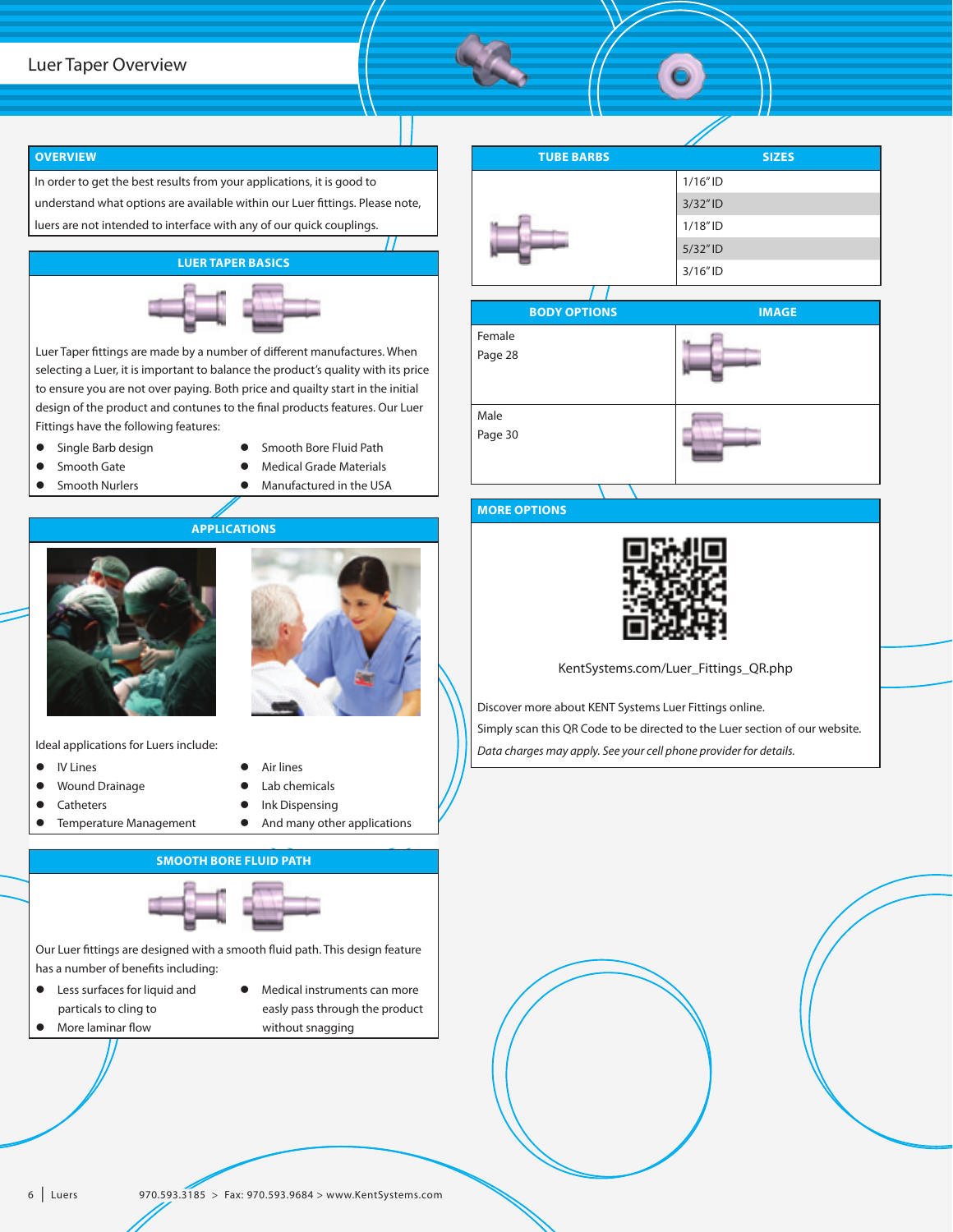# Luer Taper Overview

## OVERVIEW

In order to get the best results from your applications, it is good to understand what options are available within our Luer fittings. Please note, luers are not intended to interface with any of our quick couplings.

## LUER TAPER BASICS

Luer Taper fittings are made by a number of different manufactures. When selecting a Luer, it is important to balance the product's quality with its price to ensure you are not over paying. Both price and quailty start in the initial design of the product and contunes to the final products features. Our Luer Fittings have the following features:

- Single Barb design
- Smooth Gate
- Smooth Nurlers
- Smooth Bore Fluid Path
- Medical Grade Materials
- Manufactured in the USA

## APPLICATIONS

Ideal applications for Luers include:

- IV Lines
- Wound Drainage
- Catheters
- Temperature Management
- Air lines
- Lab chemicals
- Ink Dispensing
- And many other applications

## SMOOTH BORE FLUID PATH

Our Luer fittings are designed with a smooth fluid path. This design feature has a number of benefits including:

- Less surfaces for liquid and particals to cling to
- More laminar flow
- Medical instruments can more easly pass through the product without snagging

| TUBE BARBS | SIZES |
|---|---|
| | 1/16" ID |
| | 3/32" ID |
| | 1/18" ID |
| | 5/32" ID |
| | 3/16" ID |

| BODY OPTIONS | IMAGE |
|---|---|
| Female<br>Page 28 | |
| Male<br>Page 30 | |

## MORE OPTIONS

KentSystems.com/Luer_Fittings_QR.php

Discover more about KENT Systems Luer Fittings online.

Simply scan this QR Code to be directed to the Luer section of our website.

*Data charges may apply. See your cell phone provider for details.*

970.593.3185 > Fax: 970.593.9684 > www.KentSystems.com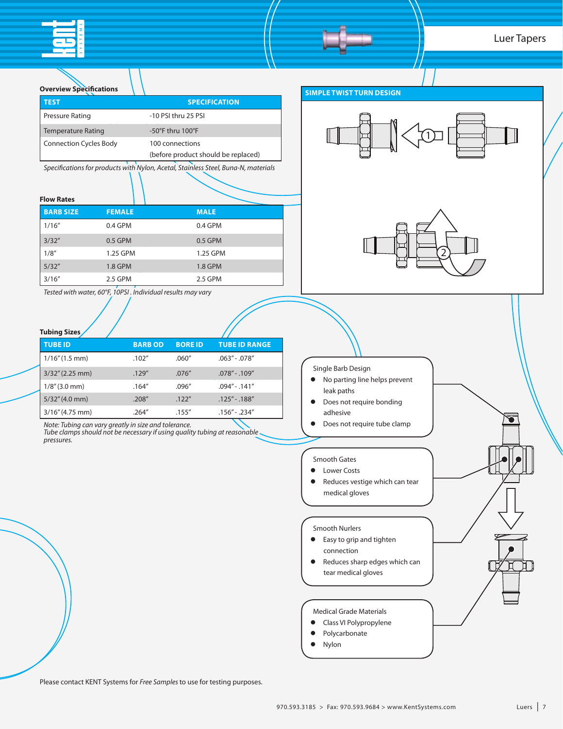# Luer Tapers

### Overview Specifications

| TEST | SPECIFICATION |
|---|---|
| Pressure Rating | -10 PSI thru 25 PSI |
| Temperature Rating | -50°F thru 100°F |
| Connection Cycles Body | 100 connections (before product should be replaced) |

*Specifications for products with Nylon, Acetal, Stainless Steel, Buna-N, materials*

### Flow Rates

| BARB SIZE | FEMALE | MALE |
|---|---|---|
| 1/16" | 0.4 GPM | 0.4 GPM |
| 3/32" | 0.5 GPM | 0.5 GPM |
| 1/8" | 1.25 GPM | 1.25 GPM |
| 5/32" | 1.8 GPM | 1.8 GPM |
| 3/16" | 2.5 GPM | 2.5 GPM |

*Tested with water, 60°F, 10PSI . Individual results may vary*

### Tubing Sizes

| TUBE ID | BARB OD | BORE ID | TUBE ID RANGE |
|---|---|---|---|
| 1/16" (1.5 mm) | .102" | .060" | .063" - .078" |
| 3/32" (2.25 mm) | .129" | .076" | .078" - .109" |
| 1/8" (3.0 mm) | .164" | .096" | .094" - .141" |
| 5/32" (4.0 mm) | .208" | .122" | .125" - .188" |
| 3/16" (4.75 mm) | .264" | .155" | .156" - .234" |

*Note: Tubing can vary greatly in size and tolerance.*
*Tube clamps should not be necessary if using quality tubing at reasonable pressures.*

### SIMPLE TWIST TURN DESIGN

1

2

Single Barb Design
- No parting line helps prevent leak paths
- Does not require bonding adhesive
- Does not require tube clamp

Smooth Gates
- Lower Costs
- Reduces vestige which can tear medical gloves

Smooth Nurlers
- Easy to grip and tighten connection
- Reduces sharp edges which can tear medical gloves

Medical Grade Materials
- Class VI Polypropylene
- Polycarbonate
- Nylon

Please contact KENT Systems for *Free Samples* to use for testing purposes.

970.593.3185 > Fax: 970.593.9684 > www.KentSystems.com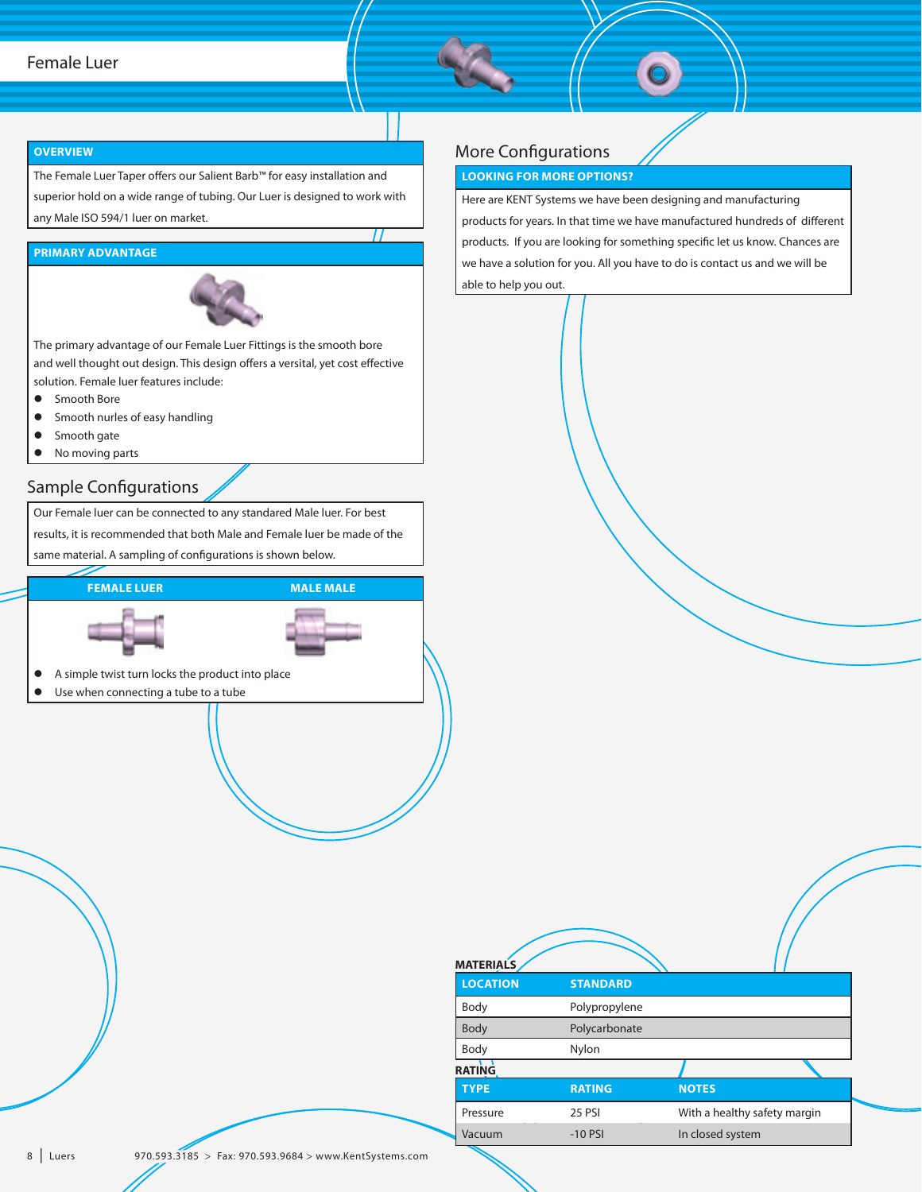# Female Luer

## OVERVIEW

The Female Luer Taper offers our Salient Barb™ for easy installation and superior hold on a wide range of tubing. Our Luer is designed to work with any Male ISO 594/1 luer on market.

## PRIMARY ADVANTAGE

The primary advantage of our Female Luer Fittings is the smooth bore and well thought out design. This design offers a versital, yet cost effective solution. Female luer features include:

- Smooth Bore
- Smooth nurles of easy handling
- Smooth gate
- No moving parts

## Sample Configurations

Our Female luer can be connected to any standared Male luer. For best results, it is recommended that both Male and Female luer be made of the same material. A sampling of configurations is shown below.

| FEMALE LUER | MALE MALE |
|---|---|

- A simple twist turn locks the product into place
- Use when connecting a tube to a tube

## More Configurations

### LOOKING FOR MORE OPTIONS?

Here are KENT Systems we have been designing and manufacturing products for years. In that time we have manufactured hundreds of different products. If you are looking for something specific let us know. Chances are we have a solution for you. All you have to do is contact us and we will be able to help you out.

**MATERIALS**

| LOCATION | STANDARD |
|---|---|
| Body | Polypropylene |
| Body | Polycarbonate |
| Body | Nylon |

**RATING**

| TYPE | RATING | NOTES |
|---|---|---|
| Pressure | 25 PSI | With a healthy safety margin |
| Vacuum | -10 PSI | In closed system |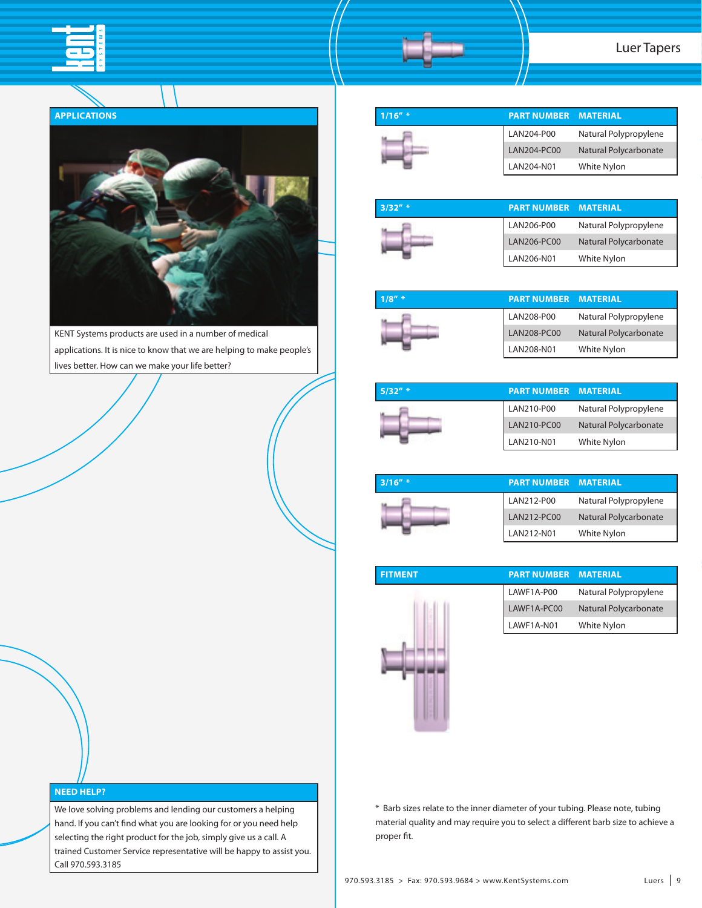# Luer Tapers

## APPLICATIONS

KENT Systems products are used in a number of medical applications. It is nice to know that we are helping to make people's lives better. How can we make your life better?

## NEED HELP?

We love solving problems and lending our customers a helping hand. If you can't find what you are looking for or you need help selecting the right product for the job, simply give us a call. A trained Customer Service representative will be happy to assist you. Call 970.593.3185

| 1/16" * | PART NUMBER | MATERIAL |
|---|---|---|
| | LAN204-P00 | Natural Polypropylene |
| | LAN204-PC00 | Natural Polycarbonate |
| | LAN204-N01 | White Nylon |

| 3/32" * | PART NUMBER | MATERIAL |
|---|---|---|
| | LAN206-P00 | Natural Polypropylene |
| | LAN206-PC00 | Natural Polycarbonate |
| | LAN206-N01 | White Nylon |

| 1/8" * | PART NUMBER | MATERIAL |
|---|---|---|
| | LAN208-P00 | Natural Polypropylene |
| | LAN208-PC00 | Natural Polycarbonate |
| | LAN208-N01 | White Nylon |

| 5/32" * | PART NUMBER | MATERIAL |
|---|---|---|
| | LAN210-P00 | Natural Polypropylene |
| | LAN210-PC00 | Natural Polycarbonate |
| | LAN210-N01 | White Nylon |

| 3/16" * | PART NUMBER | MATERIAL |
|---|---|---|
| | LAN212-P00 | Natural Polypropylene |
| | LAN212-PC00 | Natural Polycarbonate |
| | LAN212-N01 | White Nylon |

| FITMENT | PART NUMBER | MATERIAL |
|---|---|---|
| | LAWF1A-P00 | Natural Polypropylene |
| | LAWF1A-PC00 | Natural Polycarbonate |
| | LAWF1A-N01 | White Nylon |

* Barb sizes relate to the inner diameter of your tubing. Please note, tubing material quality and may require you to select a different barb size to achieve a proper fit.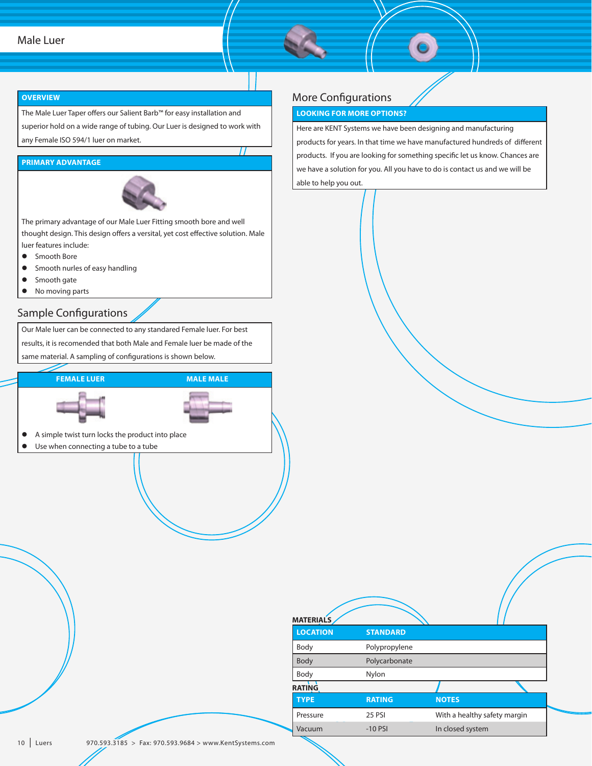# Male Luer

## OVERVIEW

The Male Luer Taper offers our Salient Barb™ for easy installation and superior hold on a wide range of tubing. Our Luer is designed to work with any Female ISO 594/1 luer on market.

## PRIMARY ADVANTAGE

The primary advantage of our Male Luer Fitting smooth bore and well thought design. This design offers a versital, yet cost effective solution. Male luer features include:

- Smooth Bore
- Smooth nurles of easy handling
- Smooth gate
- No moving parts

## Sample Configurations

Our Male luer can be connected to any standared Female luer. For best results, it is recomended that both Male and Female luer be made of the same material. A sampling of configurations is shown below.

| FEMALE LUER | MALE MALE |
|---|---|

- A simple twist turn locks the product into place
- Use when connecting a tube to a tube

## More Configurations

### LOOKING FOR MORE OPTIONS?

Here are KENT Systems we have been designing and manufacturing products for years. In that time we have manufactured hundreds of different products. If you are looking for something specific let us know. Chances are we have a solution for you. All you have to do is contact us and we will be able to help you out.

**MATERIALS**

| LOCATION | STANDARD |
|---|---|
| Body | Polypropylene |
| Body | Polycarbonate |
| Body | Nylon |

**RATING**

| TYPE | RATING | NOTES |
|---|---|---|
| Pressure | 25 PSI | With a healthy safety margin |
| Vacuum | -10 PSI | In closed system |

970.593.3185 > Fax: 970.593.9684 > www.KentSystems.com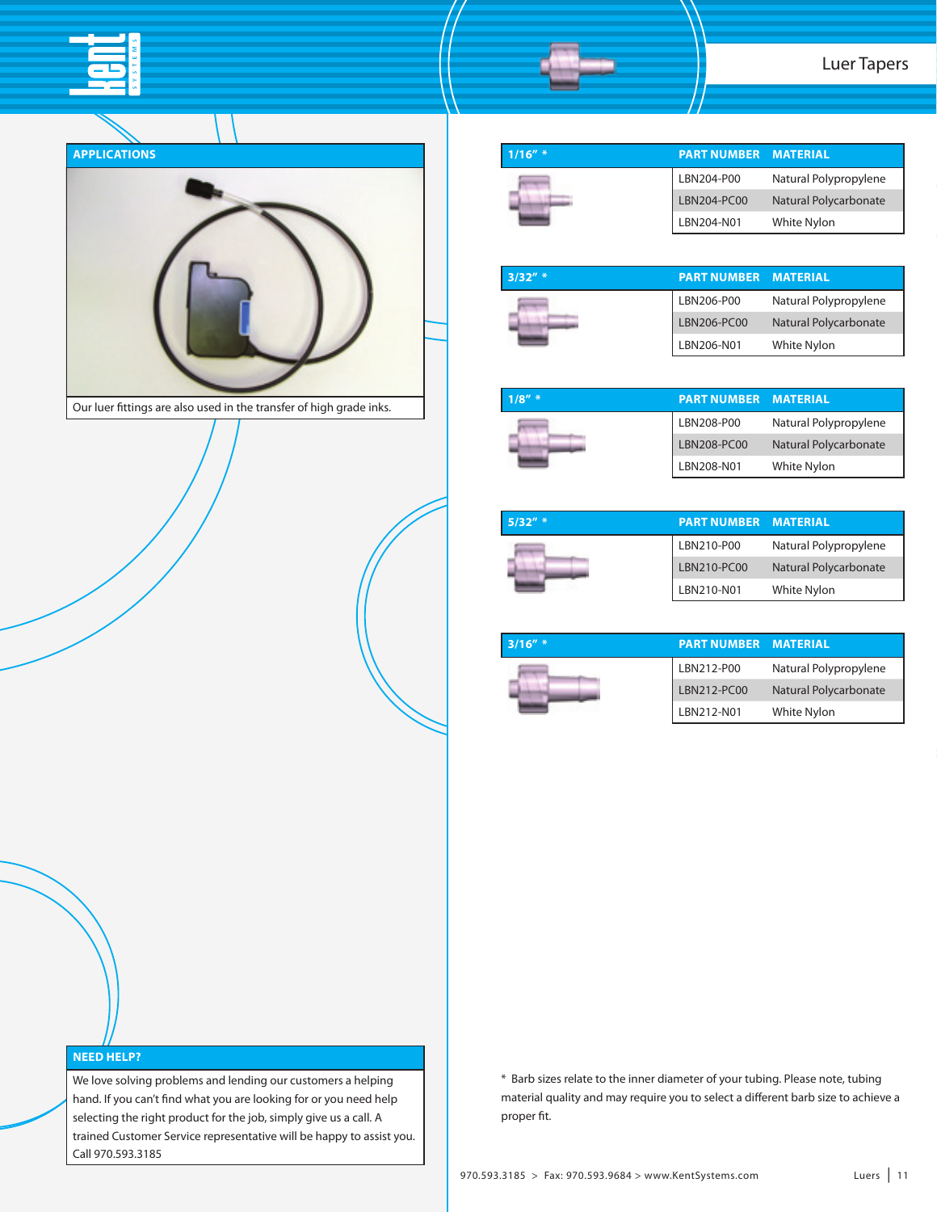# Luer Tapers

## APPLICATIONS

Our luer fittings are also used in the transfer of high grade inks.

## NEED HELP?

We love solving problems and lending our customers a helping hand. If you can't find what you are looking for or you need help selecting the right product for the job, simply give us a call. A trained Customer Service representative will be happy to assist you. Call 970.593.3185

| 1/16" * | PART NUMBER | MATERIAL |
|---|---|---|
| | LBN204-P00 | Natural Polypropylene |
| | LBN204-PC00 | Natural Polycarbonate |
| | LBN204-N01 | White Nylon |

| 3/32" * | PART NUMBER | MATERIAL |
|---|---|---|
| | LBN206-P00 | Natural Polypropylene |
| | LBN206-PC00 | Natural Polycarbonate |
| | LBN206-N01 | White Nylon |

| 1/8" * | PART NUMBER | MATERIAL |
|---|---|---|
| | LBN208-P00 | Natural Polypropylene |
| | LBN208-PC00 | Natural Polycarbonate |
| | LBN208-N01 | White Nylon |

| 5/32" * | PART NUMBER | MATERIAL |
|---|---|---|
| | LBN210-P00 | Natural Polypropylene |
| | LBN210-PC00 | Natural Polycarbonate |
| | LBN210-N01 | White Nylon |

| 3/16" * | PART NUMBER | MATERIAL |
|---|---|---|
| | LBN212-P00 | Natural Polypropylene |
| | LBN212-PC00 | Natural Polycarbonate |
| | LBN212-N01 | White Nylon |

* Barb sizes relate to the inner diameter of your tubing. Please note, tubing material quality and may require you to select a different barb size to achieve a proper fit.

970.593.3185 > Fax: 970.593.9684 > www.KentSystems.com